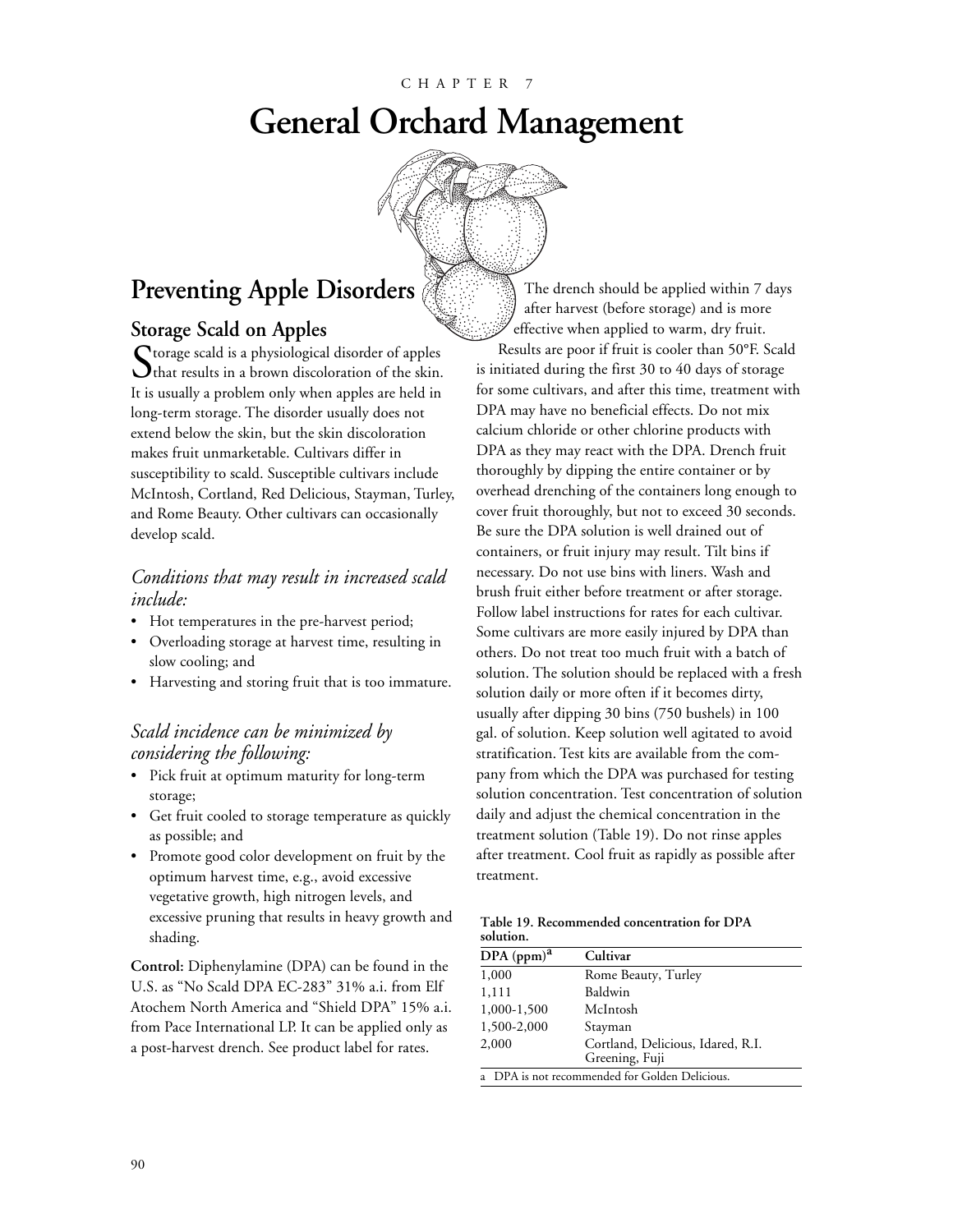CHAPTER 7

# General Orchard Management

## Preventing Apple Disorders

### Storage Scald on Apples

Storage scald is a physiological disorder of apples that results in a brown discoloration of the skin. It is usually a problem only when apples are held in long-term storage. The disorder usually does not extend below the skin, but the skin discoloration makes fruit unmarketable. Cultivars differ in susceptibility to scald. Susceptible cultivars include McIntosh, Cortland, Red Delicious, Stayman, Turley, and Rome Beauty. Other cultivars can occasionally develop scald.

*Conditions that may result in increased scald include:*

- Hot temperatures in the pre-harvest period;
- Overloading storage at harvest time, resulting in slow cooling; and
- Harvesting and storing fruit that is too immature.

*Scald incidence can be minimized by considering the following:*

- Pick fruit at optimum maturity for long-term storage;
- Get fruit cooled to storage temperature as quickly as possible; and
- Promote good color development on fruit by the optimum harvest time, e.g., avoid excessive vegetative growth, high nitrogen levels, and excessive pruning that results in heavy growth and shading.

**Control:** Diphenylamine (DPA) can be found in the U.S. as "No Scald DPA EC-283" 31% a.i. from Elf Atochem North America and "Shield DPA" 15% a.i. from Pace International LP. It can be applied only as a post-harvest drench. See product label for rates.

The drench should be applied within 7 days after harvest (before storage) and is more effective when applied to warm, dry fruit. Results are poor if fruit is cooler than 50°F. Scald is initiated during the first 30 to 40 days of storage for some cultivars, and after this time, treatment with DPA may have no beneficial effects. Do not mix calcium chloride or other chlorine products with DPA as they may react with the DPA. Drench fruit thoroughly by dipping the entire container or by overhead drenching of the containers long enough to cover fruit thoroughly, but not to exceed 30 seconds. Be sure the DPA solution is well drained out of containers, or fruit injury may result. Tilt bins if necessary. Do not use bins with liners. Wash and brush fruit either before treatment or after storage. Follow label instructions for rates for each cultivar. Some cultivars are more easily injured by DPA than others. Do not treat too much fruit with a batch of solution. The solution should be replaced with a fresh solution daily or more often if it becomes dirty, usually after dipping 30 bins (750 bushels) in 100 gal. of solution. Keep solution well agitated to avoid stratification. Test kits are available from the company from which the DPA was purchased for testing solution concentration. Test concentration of solution daily and adjust the chemical concentration in the treatment solution (Table 19). Do not rinse apples after treatment. Cool fruit as rapidly as possible after treatment.

**Table 19. Recommended concentration for DPA solution.**

| DPA (ppm)[a] | Cultivar |
|---|---|
| 1,000 | Rome Beauty, Turley |
| 1,111 | Baldwin |
| 1,000-1,500 | McIntosh |
| 1,500-2,000 | Stayman |
| 2,000 | Cortland, Delicious, Idared, R.I. Greening, Fuji |

a DPA is not recommended for Golden Delicious.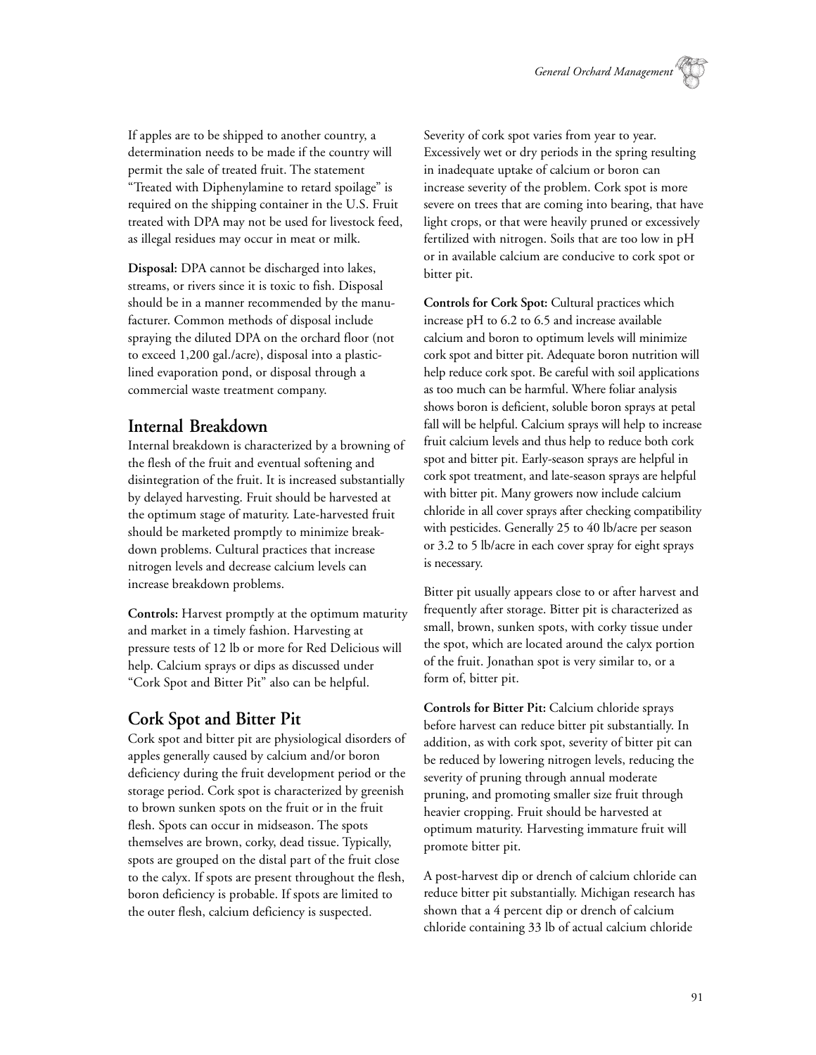If apples are to be shipped to another country, a determination needs to be made if the country will permit the sale of treated fruit. The statement "Treated with Diphenylamine to retard spoilage" is required on the shipping container in the U.S. Fruit treated with DPA may not be used for livestock feed, as illegal residues may occur in meat or milk.

**Disposal:** DPA cannot be discharged into lakes, streams, or rivers since it is toxic to fish. Disposal should be in a manner recommended by the manufacturer. Common methods of disposal include spraying the diluted DPA on the orchard floor (not to exceed 1,200 gal./acre), disposal into a plastic-lined evaporation pond, or disposal through a commercial waste treatment company.

## Internal Breakdown

Internal breakdown is characterized by a browning of the flesh of the fruit and eventual softening and disintegration of the fruit. It is increased substantially by delayed harvesting. Fruit should be harvested at the optimum stage of maturity. Late-harvested fruit should be marketed promptly to minimize breakdown problems. Cultural practices that increase nitrogen levels and decrease calcium levels can increase breakdown problems.

**Controls:** Harvest promptly at the optimum maturity and market in a timely fashion. Harvesting at pressure tests of 12 lb or more for Red Delicious will help. Calcium sprays or dips as discussed under "Cork Spot and Bitter Pit" also can be helpful.

## Cork Spot and Bitter Pit

Cork spot and bitter pit are physiological disorders of apples generally caused by calcium and/or boron deficiency during the fruit development period or the storage period. Cork spot is characterized by greenish to brown sunken spots on the fruit or in the fruit flesh. Spots can occur in midseason. The spots themselves are brown, corky, dead tissue. Typically, spots are grouped on the distal part of the fruit close to the calyx. If spots are present throughout the flesh, boron deficiency is probable. If spots are limited to the outer flesh, calcium deficiency is suspected.

Severity of cork spot varies from year to year. Excessively wet or dry periods in the spring resulting in inadequate uptake of calcium or boron can increase severity of the problem. Cork spot is more severe on trees that are coming into bearing, that have light crops, or that were heavily pruned or excessively fertilized with nitrogen. Soils that are too low in pH or in available calcium are conducive to cork spot or bitter pit.

**Controls for Cork Spot:** Cultural practices which increase pH to 6.2 to 6.5 and increase available calcium and boron to optimum levels will minimize cork spot and bitter pit. Adequate boron nutrition will help reduce cork spot. Be careful with soil applications as too much can be harmful. Where foliar analysis shows boron is deficient, soluble boron sprays at petal fall will be helpful. Calcium sprays will help to increase fruit calcium levels and thus help to reduce both cork spot and bitter pit. Early-season sprays are helpful in cork spot treatment, and late-season sprays are helpful with bitter pit. Many growers now include calcium chloride in all cover sprays after checking compatibility with pesticides. Generally 25 to 40 lb/acre per season or 3.2 to 5 lb/acre in each cover spray for eight sprays is necessary.

Bitter pit usually appears close to or after harvest and frequently after storage. Bitter pit is characterized as small, brown, sunken spots, with corky tissue under the spot, which are located around the calyx portion of the fruit. Jonathan spot is very similar to, or a form of, bitter pit.

**Controls for Bitter Pit:** Calcium chloride sprays before harvest can reduce bitter pit substantially. In addition, as with cork spot, severity of bitter pit can be reduced by lowering nitrogen levels, reducing the severity of pruning through annual moderate pruning, and promoting smaller size fruit through heavier cropping. Fruit should be harvested at optimum maturity. Harvesting immature fruit will promote bitter pit.

A post-harvest dip or drench of calcium chloride can reduce bitter pit substantially. Michigan research has shown that a 4 percent dip or drench of calcium chloride containing 33 lb of actual calcium chloride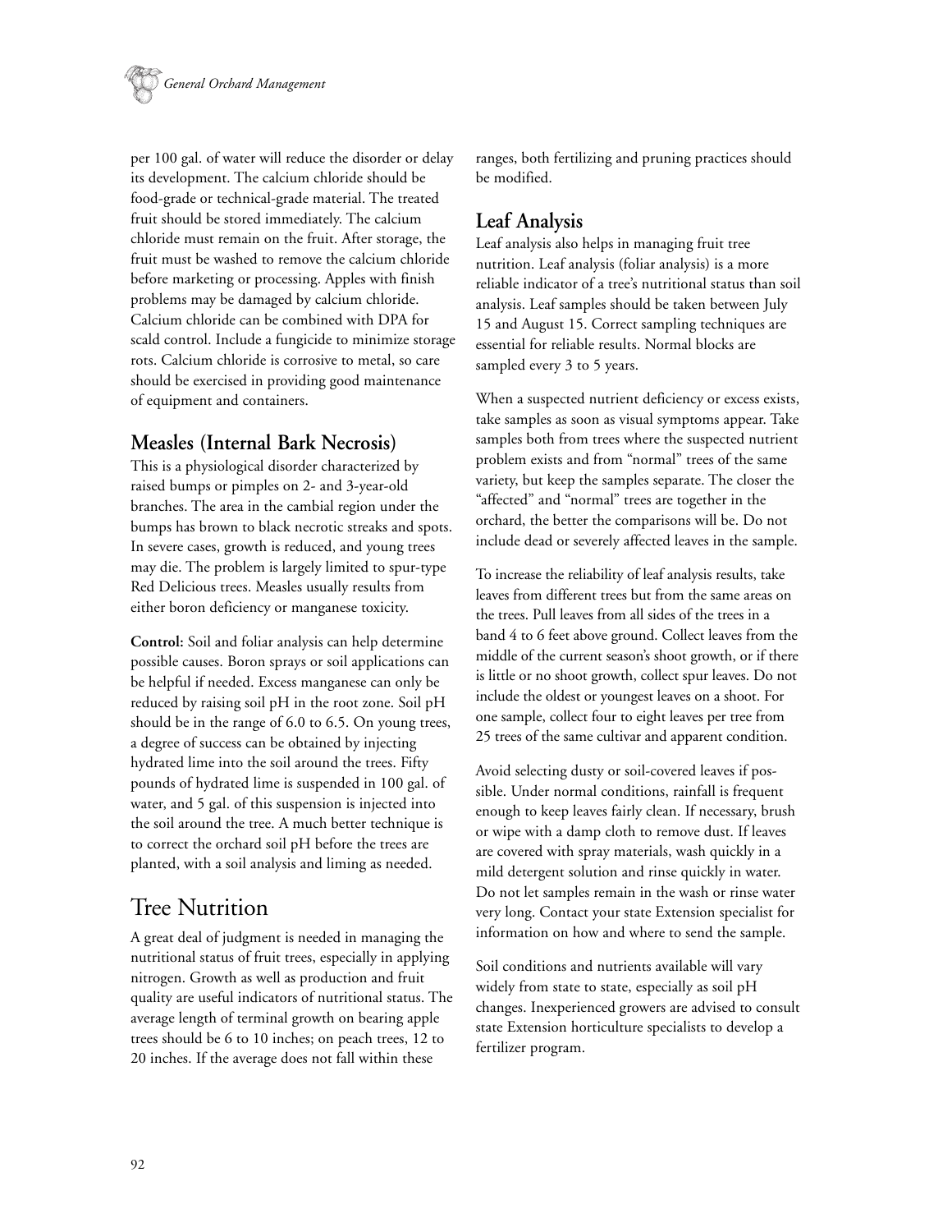per 100 gal. of water will reduce the disorder or delay its development. The calcium chloride should be food-grade or technical-grade material. The treated fruit should be stored immediately. The calcium chloride must remain on the fruit. After storage, the fruit must be washed to remove the calcium chloride before marketing or processing. Apples with finish problems may be damaged by calcium chloride. Calcium chloride can be combined with DPA for scald control. Include a fungicide to minimize storage rots. Calcium chloride is corrosive to metal, so care should be exercised in providing good maintenance of equipment and containers.

### Measles (Internal Bark Necrosis)

This is a physiological disorder characterized by raised bumps or pimples on 2- and 3-year-old branches. The area in the cambial region under the bumps has brown to black necrotic streaks and spots. In severe cases, growth is reduced, and young trees may die. The problem is largely limited to spur-type Red Delicious trees. Measles usually results from either boron deficiency or manganese toxicity.

**Control:** Soil and foliar analysis can help determine possible causes. Boron sprays or soil applications can be helpful if needed. Excess manganese can only be reduced by raising soil pH in the root zone. Soil pH should be in the range of 6.0 to 6.5. On young trees, a degree of success can be obtained by injecting hydrated lime into the soil around the trees. Fifty pounds of hydrated lime is suspended in 100 gal. of water, and 5 gal. of this suspension is injected into the soil around the tree. A much better technique is to correct the orchard soil pH before the trees are planted, with a soil analysis and liming as needed.

## Tree Nutrition

A great deal of judgment is needed in managing the nutritional status of fruit trees, especially in applying nitrogen. Growth as well as production and fruit quality are useful indicators of nutritional status. The average length of terminal growth on bearing apple trees should be 6 to 10 inches; on peach trees, 12 to 20 inches. If the average does not fall within these ranges, both fertilizing and pruning practices should be modified.

### Leaf Analysis

Leaf analysis also helps in managing fruit tree nutrition. Leaf analysis (foliar analysis) is a more reliable indicator of a tree's nutritional status than soil analysis. Leaf samples should be taken between July 15 and August 15. Correct sampling techniques are essential for reliable results. Normal blocks are sampled every 3 to 5 years.

When a suspected nutrient deficiency or excess exists, take samples as soon as visual symptoms appear. Take samples both from trees where the suspected nutrient problem exists and from "normal" trees of the same variety, but keep the samples separate. The closer the "affected" and "normal" trees are together in the orchard, the better the comparisons will be. Do not include dead or severely affected leaves in the sample.

To increase the reliability of leaf analysis results, take leaves from different trees but from the same areas on the trees. Pull leaves from all sides of the trees in a band 4 to 6 feet above ground. Collect leaves from the middle of the current season's shoot growth, or if there is little or no shoot growth, collect spur leaves. Do not include the oldest or youngest leaves on a shoot. For one sample, collect four to eight leaves per tree from 25 trees of the same cultivar and apparent condition.

Avoid selecting dusty or soil-covered leaves if possible. Under normal conditions, rainfall is frequent enough to keep leaves fairly clean. If necessary, brush or wipe with a damp cloth to remove dust. If leaves are covered with spray materials, wash quickly in a mild detergent solution and rinse quickly in water. Do not let samples remain in the wash or rinse water very long. Contact your state Extension specialist for information on how and where to send the sample.

Soil conditions and nutrients available will vary widely from state to state, especially as soil pH changes. Inexperienced growers are advised to consult state Extension horticulture specialists to develop a fertilizer program.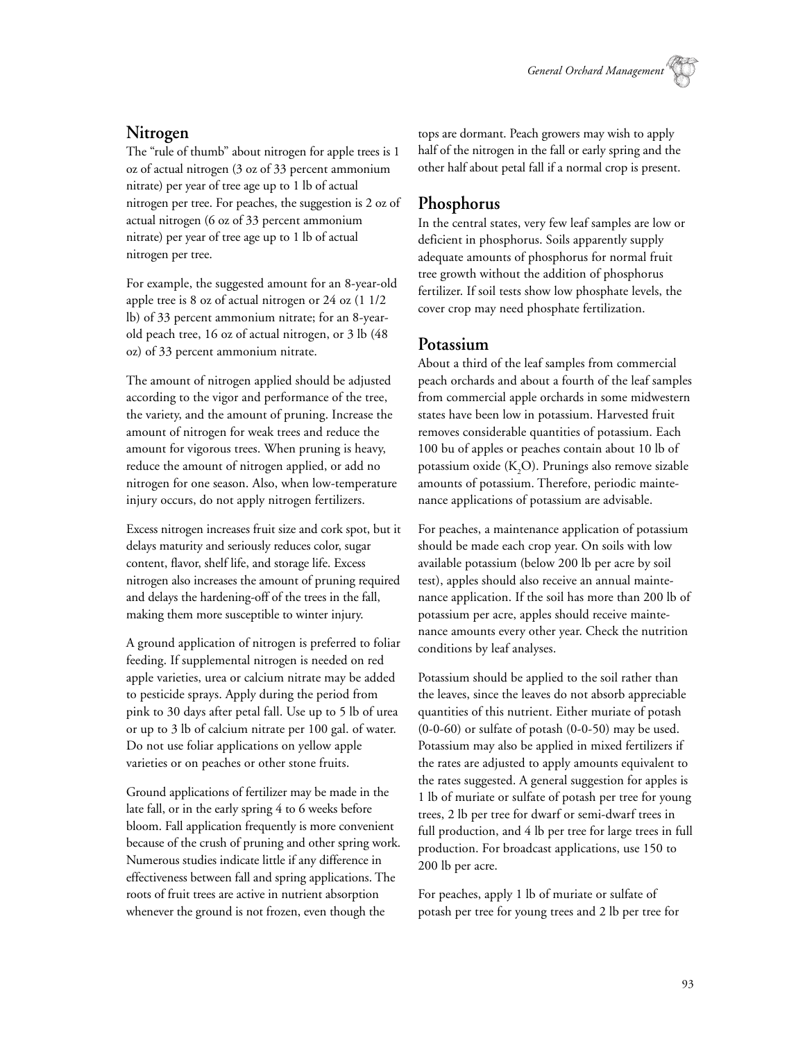## Nitrogen

The "rule of thumb" about nitrogen for apple trees is 1 oz of actual nitrogen (3 oz of 33 percent ammonium nitrate) per year of tree age up to 1 lb of actual nitrogen per tree. For peaches, the suggestion is 2 oz of actual nitrogen (6 oz of 33 percent ammonium nitrate) per year of tree age up to 1 lb of actual nitrogen per tree.

For example, the suggested amount for an 8-year-old apple tree is 8 oz of actual nitrogen or 24 oz (1 1/2 lb) of 33 percent ammonium nitrate; for an 8-year-old peach tree, 16 oz of actual nitrogen, or 3 lb (48 oz) of 33 percent ammonium nitrate.

The amount of nitrogen applied should be adjusted according to the vigor and performance of the tree, the variety, and the amount of pruning. Increase the amount of nitrogen for weak trees and reduce the amount for vigorous trees. When pruning is heavy, reduce the amount of nitrogen applied, or add no nitrogen for one season. Also, when low-temperature injury occurs, do not apply nitrogen fertilizers.

Excess nitrogen increases fruit size and cork spot, but it delays maturity and seriously reduces color, sugar content, flavor, shelf life, and storage life. Excess nitrogen also increases the amount of pruning required and delays the hardening-off of the trees in the fall, making them more susceptible to winter injury.

A ground application of nitrogen is preferred to foliar feeding. If supplemental nitrogen is needed on red apple varieties, urea or calcium nitrate may be added to pesticide sprays. Apply during the period from pink to 30 days after petal fall. Use up to 5 lb of urea or up to 3 lb of calcium nitrate per 100 gal. of water. Do not use foliar applications on yellow apple varieties or on peaches or other stone fruits.

Ground applications of fertilizer may be made in the late fall, or in the early spring 4 to 6 weeks before bloom. Fall application frequently is more convenient because of the crush of pruning and other spring work. Numerous studies indicate little if any difference in effectiveness between fall and spring applications. The roots of fruit trees are active in nutrient absorption whenever the ground is not frozen, even though the tops are dormant. Peach growers may wish to apply half of the nitrogen in the fall or early spring and the other half about petal fall if a normal crop is present.

## Phosphorus

In the central states, very few leaf samples are low or deficient in phosphorus. Soils apparently supply adequate amounts of phosphorus for normal fruit tree growth without the addition of phosphorus fertilizer. If soil tests show low phosphate levels, the cover crop may need phosphate fertilization.

## Potassium

About a third of the leaf samples from commercial peach orchards and about a fourth of the leaf samples from commercial apple orchards in some midwestern states have been low in potassium. Harvested fruit removes considerable quantities of potassium. Each 100 bu of apples or peaches contain about 10 lb of potassium oxide ($K_2O$). Prunings also remove sizable amounts of potassium. Therefore, periodic maintenance applications of potassium are advisable.

For peaches, a maintenance application of potassium should be made each crop year. On soils with low available potassium (below 200 lb per acre by soil test), apples should also receive an annual maintenance application. If the soil has more than 200 lb of potassium per acre, apples should receive maintenance amounts every other year. Check the nutrition conditions by leaf analyses.

Potassium should be applied to the soil rather than the leaves, since the leaves do not absorb appreciable quantities of this nutrient. Either muriate of potash (0-0-60) or sulfate of potash (0-0-50) may be used. Potassium may also be applied in mixed fertilizers if the rates are adjusted to apply amounts equivalent to the rates suggested. A general suggestion for apples is 1 lb of muriate or sulfate of potash per tree for young trees, 2 lb per tree for dwarf or semi-dwarf trees in full production, and 4 lb per tree for large trees in full production. For broadcast applications, use 150 to 200 lb per acre.

For peaches, apply 1 lb of muriate or sulfate of potash per tree for young trees and 2 lb per tree for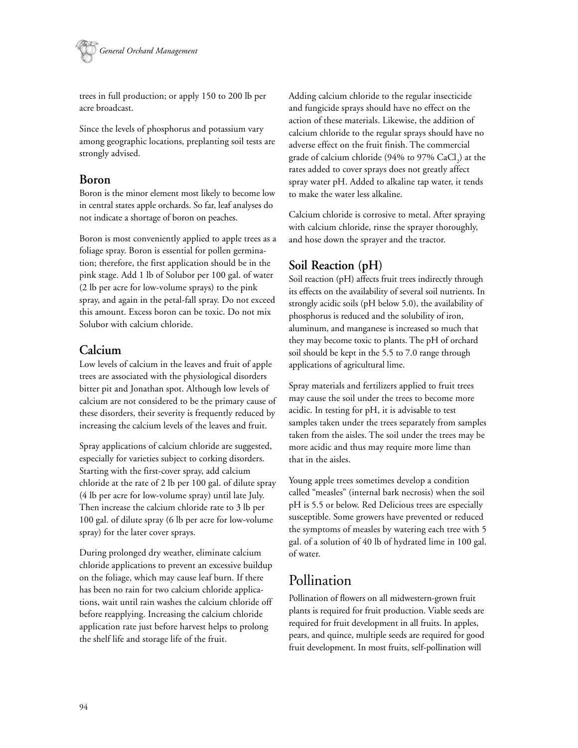trees in full production; or apply 150 to 200 lb per acre broadcast.

Since the levels of phosphorus and potassium vary among geographic locations, preplanting soil tests are strongly advised.

### Boron

Boron is the minor element most likely to become low in central states apple orchards. So far, leaf analyses do not indicate a shortage of boron on peaches.

Boron is most conveniently applied to apple trees as a foliage spray. Boron is essential for pollen germination; therefore, the first application should be in the pink stage. Add 1 lb of Solubor per 100 gal. of water (2 lb per acre for low-volume sprays) to the pink spray, and again in the petal-fall spray. Do not exceed this amount. Excess boron can be toxic. Do not mix Solubor with calcium chloride.

### Calcium

Low levels of calcium in the leaves and fruit of apple trees are associated with the physiological disorders bitter pit and Jonathan spot. Although low levels of calcium are not considered to be the primary cause of these disorders, their severity is frequently reduced by increasing the calcium levels of the leaves and fruit.

Spray applications of calcium chloride are suggested, especially for varieties subject to corking disorders. Starting with the first-cover spray, add calcium chloride at the rate of 2 lb per 100 gal. of dilute spray (4 lb per acre for low-volume spray) until late July. Then increase the calcium chloride rate to 3 lb per 100 gal. of dilute spray (6 lb per acre for low-volume spray) for the later cover sprays.

During prolonged dry weather, eliminate calcium chloride applications to prevent an excessive buildup on the foliage, which may cause leaf burn. If there has been no rain for two calcium chloride applications, wait until rain washes the calcium chloride off before reapplying. Increasing the calcium chloride application rate just before harvest helps to prolong the shelf life and storage life of the fruit.

Adding calcium chloride to the regular insecticide and fungicide sprays should have no effect on the action of these materials. Likewise, the addition of calcium chloride to the regular sprays should have no adverse effect on the fruit finish. The commercial grade of calcium chloride (94% to 97% $CaCl_2$) at the rates added to cover sprays does not greatly affect spray water pH. Added to alkaline tap water, it tends to make the water less alkaline.

Calcium chloride is corrosive to metal. After spraying with calcium chloride, rinse the sprayer thoroughly, and hose down the sprayer and the tractor.

### Soil Reaction (pH)

Soil reaction (pH) affects fruit trees indirectly through its effects on the availability of several soil nutrients. In strongly acidic soils (pH below 5.0), the availability of phosphorus is reduced and the solubility of iron, aluminum, and manganese is increased so much that they may become toxic to plants. The pH of orchard soil should be kept in the 5.5 to 7.0 range through applications of agricultural lime.

Spray materials and fertilizers applied to fruit trees may cause the soil under the trees to become more acidic. In testing for pH, it is advisable to test samples taken under the trees separately from samples taken from the aisles. The soil under the trees may be more acidic and thus may require more lime than that in the aisles.

Young apple trees sometimes develop a condition called "measles" (internal bark necrosis) when the soil pH is 5.5 or below. Red Delicious trees are especially susceptible. Some growers have prevented or reduced the symptoms of measles by watering each tree with 5 gal. of a solution of 40 lb of hydrated lime in 100 gal. of water.

## Pollination

Pollination of flowers on all midwestern-grown fruit plants is required for fruit production. Viable seeds are required for fruit development in all fruits. In apples, pears, and quince, multiple seeds are required for good fruit development. In most fruits, self-pollination will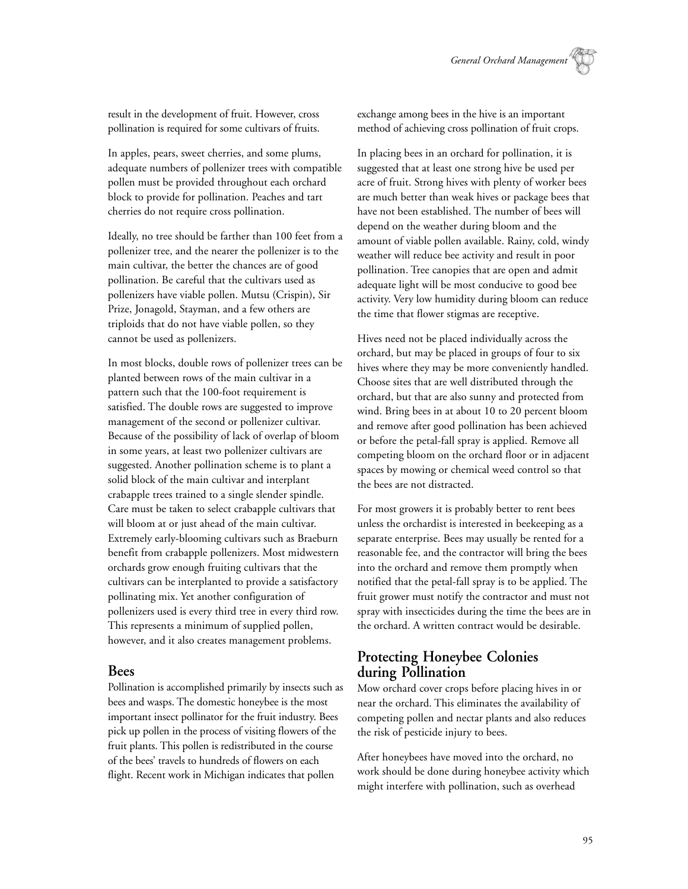result in the development of fruit. However, cross pollination is required for some cultivars of fruits.

In apples, pears, sweet cherries, and some plums, adequate numbers of pollenizer trees with compatible pollen must be provided throughout each orchard block to provide for pollination. Peaches and tart cherries do not require cross pollination.

Ideally, no tree should be farther than 100 feet from a pollenizer tree, and the nearer the pollenizer is to the main cultivar, the better the chances are of good pollination. Be careful that the cultivars used as pollenizers have viable pollen. Mutsu (Crispin), Sir Prize, Jonagold, Stayman, and a few others are triploids that do not have viable pollen, so they cannot be used as pollenizers.

In most blocks, double rows of pollenizer trees can be planted between rows of the main cultivar in a pattern such that the 100-foot requirement is satisfied. The double rows are suggested to improve management of the second or pollenizer cultivar. Because of the possibility of lack of overlap of bloom in some years, at least two pollenizer cultivars are suggested. Another pollination scheme is to plant a solid block of the main cultivar and interplant crabapple trees trained to a single slender spindle. Care must be taken to select crabapple cultivars that will bloom at or just ahead of the main cultivar. Extremely early-blooming cultivars such as Braeburn benefit from crabapple pollenizers. Most midwestern orchards grow enough fruiting cultivars that the cultivars can be interplanted to provide a satisfactory pollinating mix. Yet another configuration of pollenizers used is every third tree in every third row. This represents a minimum of supplied pollen, however, and it also creates management problems.

## Bees

Pollination is accomplished primarily by insects such as bees and wasps. The domestic honeybee is the most important insect pollinator for the fruit industry. Bees pick up pollen in the process of visiting flowers of the fruit plants. This pollen is redistributed in the course of the bees' travels to hundreds of flowers on each flight. Recent work in Michigan indicates that pollen exchange among bees in the hive is an important method of achieving cross pollination of fruit crops.

In placing bees in an orchard for pollination, it is suggested that at least one strong hive be used per acre of fruit. Strong hives with plenty of worker bees are much better than weak hives or package bees that have not been established. The number of bees will depend on the weather during bloom and the amount of viable pollen available. Rainy, cold, windy weather will reduce bee activity and result in poor pollination. Tree canopies that are open and admit adequate light will be most conducive to good bee activity. Very low humidity during bloom can reduce the time that flower stigmas are receptive.

Hives need not be placed individually across the orchard, but may be placed in groups of four to six hives where they may be more conveniently handled. Choose sites that are well distributed through the orchard, but that are also sunny and protected from wind. Bring bees in at about 10 to 20 percent bloom and remove after good pollination has been achieved or before the petal-fall spray is applied. Remove all competing bloom on the orchard floor or in adjacent spaces by mowing or chemical weed control so that the bees are not distracted.

For most growers it is probably better to rent bees unless the orchardist is interested in beekeeping as a separate enterprise. Bees may usually be rented for a reasonable fee, and the contractor will bring the bees into the orchard and remove them promptly when notified that the petal-fall spray is to be applied. The fruit grower must notify the contractor and must not spray with insecticides during the time the bees are in the orchard. A written contract would be desirable.

## Protecting Honeybee Colonies during Pollination

Mow orchard cover crops before placing hives in or near the orchard. This eliminates the availability of competing pollen and nectar plants and also reduces the risk of pesticide injury to bees.

After honeybees have moved into the orchard, no work should be done during honeybee activity which might interfere with pollination, such as overhead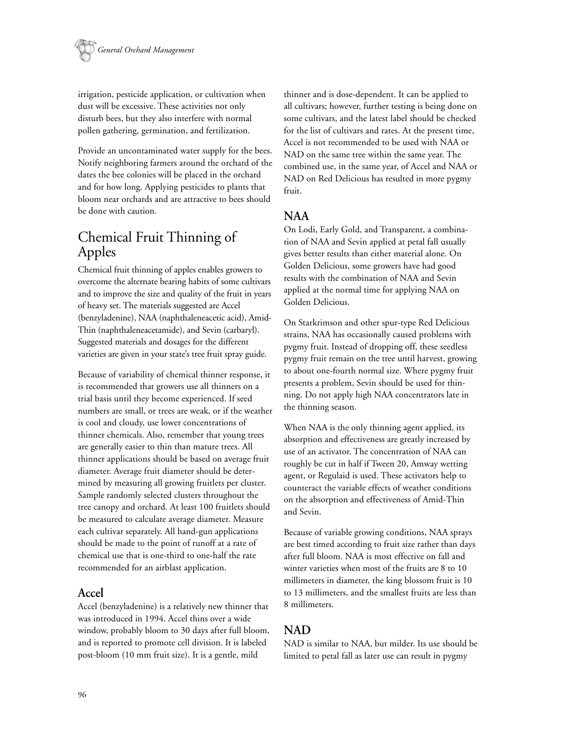irrigation, pesticide application, or cultivation when dust will be excessive. These activities not only disturb bees, but they also interfere with normal pollen gathering, germination, and fertilization.

Provide an uncontaminated water supply for the bees. Notify neighboring farmers around the orchard of the dates the bee colonies will be placed in the orchard and for how long. Applying pesticides to plants that bloom near orchards and are attractive to bees should be done with caution.

## Chemical Fruit Thinning of Apples

Chemical fruit thinning of apples enables growers to overcome the alternate bearing habits of some cultivars and to improve the size and quality of the fruit in years of heavy set. The materials suggested are Accel (benzyladenine), NAA (naphthaleneacetic acid), Amid-Thin (naphthaleneacetamide), and Sevin (carbaryl). Suggested materials and dosages for the different varieties are given in your state's tree fruit spray guide.

Because of variability of chemical thinner response, it is recommended that growers use all thinners on a trial basis until they become experienced. If seed numbers are small, or trees are weak, or if the weather is cool and cloudy, use lower concentrations of thinner chemicals. Also, remember that young trees are generally easier to thin than mature trees. All thinner applications should be based on average fruit diameter. Average fruit diameter should be determined by measuring all growing fruitlets per cluster. Sample randomly selected clusters throughout the tree canopy and orchard. At least 100 fruitlets should be measured to calculate average diameter. Measure each cultivar separately. All hand-gun applications should be made to the point of runoff at a rate of chemical use that is one-third to one-half the rate recommended for an airblast application.

### Accel

Accel (benzyladenine) is a relatively new thinner that was introduced in 1994. Accel thins over a wide window, probably bloom to 30 days after full bloom, and is reported to promote cell division. It is labeled post-bloom (10 mm fruit size). It is a gentle, mild thinner and is dose-dependent. It can be applied to all cultivars; however, further testing is being done on some cultivars, and the latest label should be checked for the list of cultivars and rates. At the present time, Accel is not recommended to be used with NAA or NAD on the same tree within the same year. The combined use, in the same year, of Accel and NAA or NAD on Red Delicious has resulted in more pygmy fruit.

### NAA

On Lodi, Early Gold, and Transparent, a combination of NAA and Sevin applied at petal fall usually gives better results than either material alone. On Golden Delicious, some growers have had good results with the combination of NAA and Sevin applied at the normal time for applying NAA on Golden Delicious.

On Starkrimson and other spur-type Red Delicious strains, NAA has occasionally caused problems with pygmy fruit. Instead of dropping off, these seedless pygmy fruit remain on the tree until harvest, growing to about one-fourth normal size. Where pygmy fruit presents a problem, Sevin should be used for thinning. Do not apply high NAA concentrators late in the thinning season.

When NAA is the only thinning agent applied, its absorption and effectiveness are greatly increased by use of an activator. The concentration of NAA can roughly be cut in half if Tween 20, Amway wetting agent, or Regulaid is used. These activators help to counteract the variable effects of weather conditions on the absorption and effectiveness of Amid-Thin and Sevin.

Because of variable growing conditions, NAA sprays are best timed according to fruit size rather than days after full bloom. NAA is most effective on fall and winter varieties when most of the fruits are 8 to 10 millimeters in diameter, the king blossom fruit is 10 to 13 millimeters, and the smallest fruits are less than 8 millimeters.

### NAD

NAD is similar to NAA, but milder. Its use should be limited to petal fall as later use can result in pygmy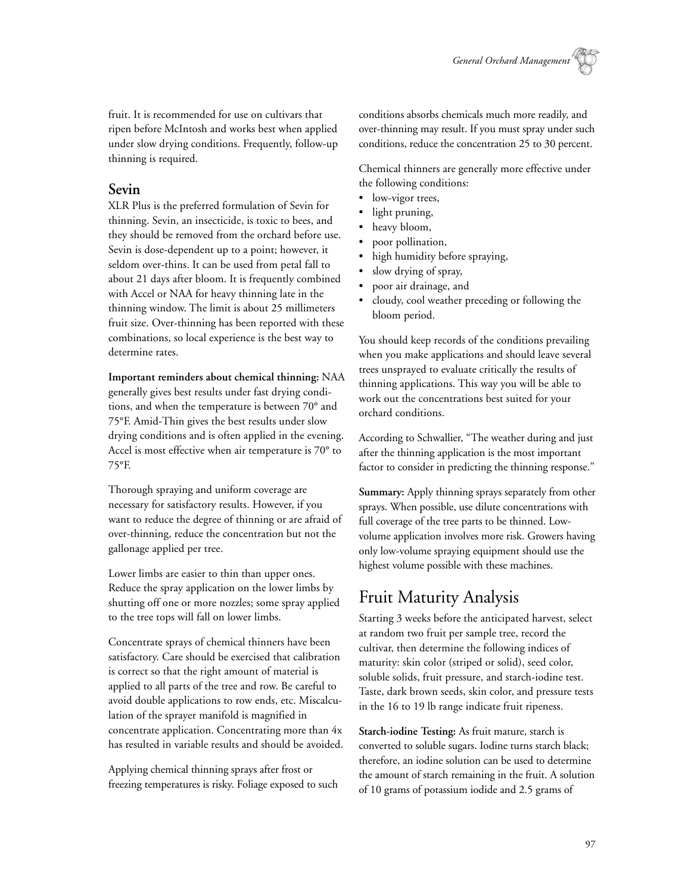fruit. It is recommended for use on cultivars that ripen before McIntosh and works best when applied under slow drying conditions. Frequently, follow-up thinning is required.

## Sevin

XLR Plus is the preferred formulation of Sevin for thinning. Sevin, an insecticide, is toxic to bees, and they should be removed from the orchard before use. Sevin is dose-dependent up to a point; however, it seldom over-thins. It can be used from petal fall to about 21 days after bloom. It is frequently combined with Accel or NAA for heavy thinning late in the thinning window. The limit is about 25 millimeters fruit size. Over-thinning has been reported with these combinations, so local experience is the best way to determine rates.

**Important reminders about chemical thinning:** NAA generally gives best results under fast drying conditions, and when the temperature is between 70° and 75°F. Amid-Thin gives the best results under slow drying conditions and is often applied in the evening. Accel is most effective when air temperature is 70° to 75°F.

Thorough spraying and uniform coverage are necessary for satisfactory results. However, if you want to reduce the degree of thinning or are afraid of over-thinning, reduce the concentration but not the gallonage applied per tree.

Lower limbs are easier to thin than upper ones. Reduce the spray application on the lower limbs by shutting off one or more nozzles; some spray applied to the tree tops will fall on lower limbs.

Concentrate sprays of chemical thinners have been satisfactory. Care should be exercised that calibration is correct so that the right amount of material is applied to all parts of the tree and row. Be careful to avoid double applications to row ends, etc. Miscalculation of the sprayer manifold is magnified in concentrate application. Concentrating more than 4x has resulted in variable results and should be avoided.

Applying chemical thinning sprays after frost or freezing temperatures is risky. Foliage exposed to such conditions absorbs chemicals much more readily, and over-thinning may result. If you must spray under such conditions, reduce the concentration 25 to 30 percent.

Chemical thinners are generally more effective under the following conditions:

- low-vigor trees,
- light pruning,
- heavy bloom,
- poor pollination,
- high humidity before spraying,
- slow drying of spray,
- poor air drainage, and
- cloudy, cool weather preceding or following the bloom period.

You should keep records of the conditions prevailing when you make applications and should leave several trees unsprayed to evaluate critically the results of thinning applications. This way you will be able to work out the concentrations best suited for your orchard conditions.

According to Schwallier, "The weather during and just after the thinning application is the most important factor to consider in predicting the thinning response."

**Summary:** Apply thinning sprays separately from other sprays. When possible, use dilute concentrations with full coverage of the tree parts to be thinned. Low-volume application involves more risk. Growers having only low-volume spraying equipment should use the highest volume possible with these machines.

# Fruit Maturity Analysis

Starting 3 weeks before the anticipated harvest, select at random two fruit per sample tree, record the cultivar, then determine the following indices of maturity: skin color (striped or solid), seed color, soluble solids, fruit pressure, and starch-iodine test. Taste, dark brown seeds, skin color, and pressure tests in the 16 to 19 lb range indicate fruit ripeness.

**Starch-iodine Testing:** As fruit mature, starch is converted to soluble sugars. Iodine turns starch black; therefore, an iodine solution can be used to determine the amount of starch remaining in the fruit. A solution of 10 grams of potassium iodide and 2.5 grams of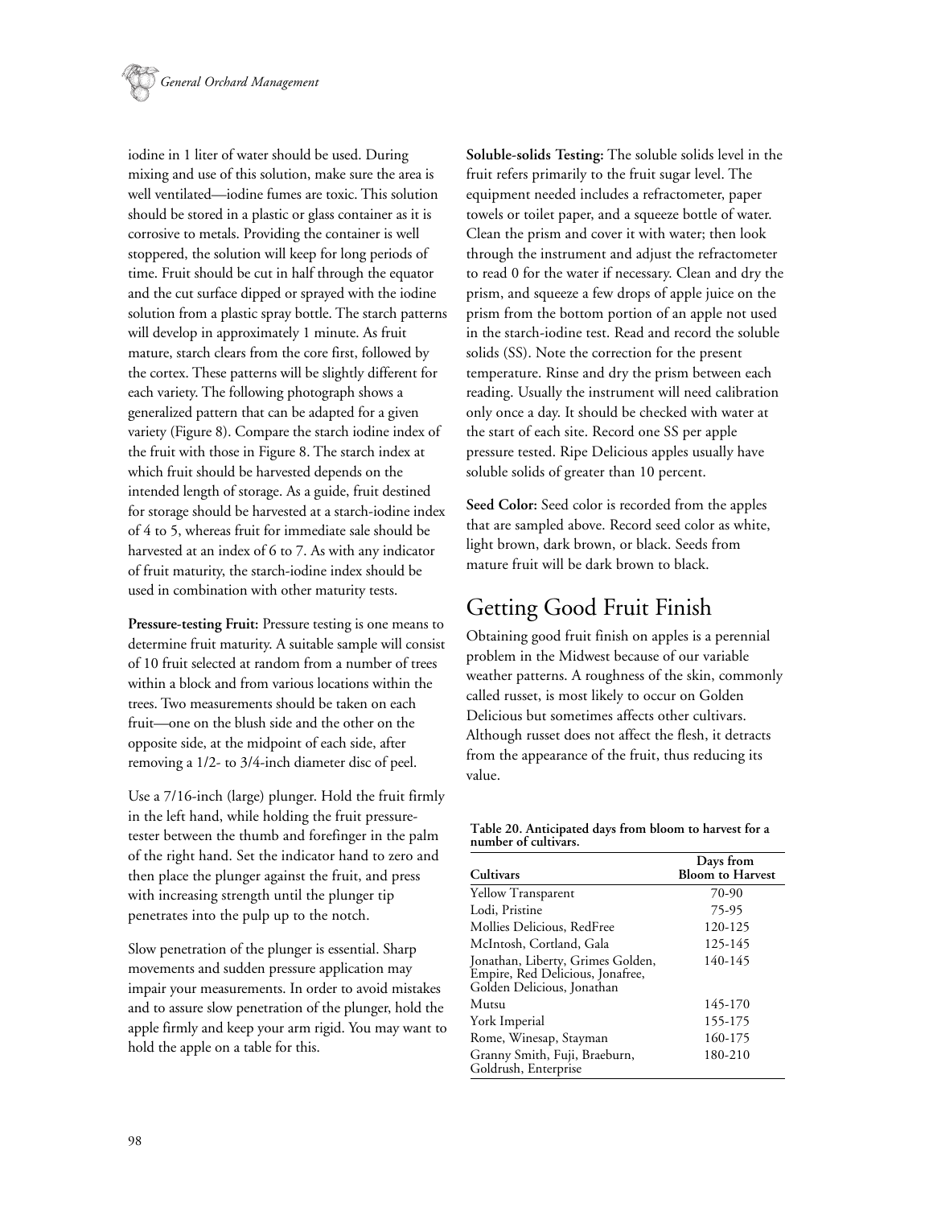iodine in 1 liter of water should be used. During mixing and use of this solution, make sure the area is well ventilated—iodine fumes are toxic. This solution should be stored in a plastic or glass container as it is corrosive to metals. Providing the container is well stoppered, the solution will keep for long periods of time. Fruit should be cut in half through the equator and the cut surface dipped or sprayed with the iodine solution from a plastic spray bottle. The starch patterns will develop in approximately 1 minute. As fruit mature, starch clears from the core first, followed by the cortex. These patterns will be slightly different for each variety. The following photograph shows a generalized pattern that can be adapted for a given variety (Figure 8). Compare the starch iodine index of the fruit with those in Figure 8. The starch index at which fruit should be harvested depends on the intended length of storage. As a guide, fruit destined for storage should be harvested at a starch-iodine index of 4 to 5, whereas fruit for immediate sale should be harvested at an index of 6 to 7. As with any indicator of fruit maturity, the starch-iodine index should be used in combination with other maturity tests.

**Pressure-testing Fruit:** Pressure testing is one means to determine fruit maturity. A suitable sample will consist of 10 fruit selected at random from a number of trees within a block and from various locations within the trees. Two measurements should be taken on each fruit—one on the blush side and the other on the opposite side, at the midpoint of each side, after removing a 1/2- to 3/4-inch diameter disc of peel.

Use a 7/16-inch (large) plunger. Hold the fruit firmly in the left hand, while holding the fruit pressure-tester between the thumb and forefinger in the palm of the right hand. Set the indicator hand to zero and then place the plunger against the fruit, and press with increasing strength until the plunger tip penetrates into the pulp up to the notch.

Slow penetration of the plunger is essential. Sharp movements and sudden pressure application may impair your measurements. In order to avoid mistakes and to assure slow penetration of the plunger, hold the apple firmly and keep your arm rigid. You may want to hold the apple on a table for this.

**Soluble-solids Testing:** The soluble solids level in the fruit refers primarily to the fruit sugar level. The equipment needed includes a refractometer, paper towels or toilet paper, and a squeeze bottle of water. Clean the prism and cover it with water; then look through the instrument and adjust the refractometer to read 0 for the water if necessary. Clean and dry the prism, and squeeze a few drops of apple juice on the prism from the bottom portion of an apple not used in the starch-iodine test. Read and record the soluble solids (SS). Note the correction for the present temperature. Rinse and dry the prism between each reading. Usually the instrument will need calibration only once a day. It should be checked with water at the start of each site. Record one SS per apple pressure tested. Ripe Delicious apples usually have soluble solids of greater than 10 percent.

**Seed Color:** Seed color is recorded from the apples that are sampled above. Record seed color as white, light brown, dark brown, or black. Seeds from mature fruit will be dark brown to black.

## Getting Good Fruit Finish

Obtaining good fruit finish on apples is a perennial problem in the Midwest because of our variable weather patterns. A roughness of the skin, commonly called russet, is most likely to occur on Golden Delicious but sometimes affects other cultivars. Although russet does not affect the flesh, it detracts from the appearance of the fruit, thus reducing its value.

**Table 20. Anticipated days from bloom to harvest for a number of cultivars.**

| Cultivars | Days from Bloom to Harvest |
|---|---|
| Yellow Transparent | 70-90 |
| Lodi, Pristine | 75-95 |
| Mollies Delicious, RedFree | 120-125 |
| McIntosh, Cortland, Gala | 125-145 |
| Jonathan, Liberty, Grimes Golden, Empire, Red Delicious, Jonafree, Golden Delicious, Jonathan | 140-145 |
| Mutsu | 145-170 |
| York Imperial | 155-175 |
| Rome, Winesap, Stayman | 160-175 |
| Granny Smith, Fuji, Braeburn, Goldrush, Enterprise | 180-210 |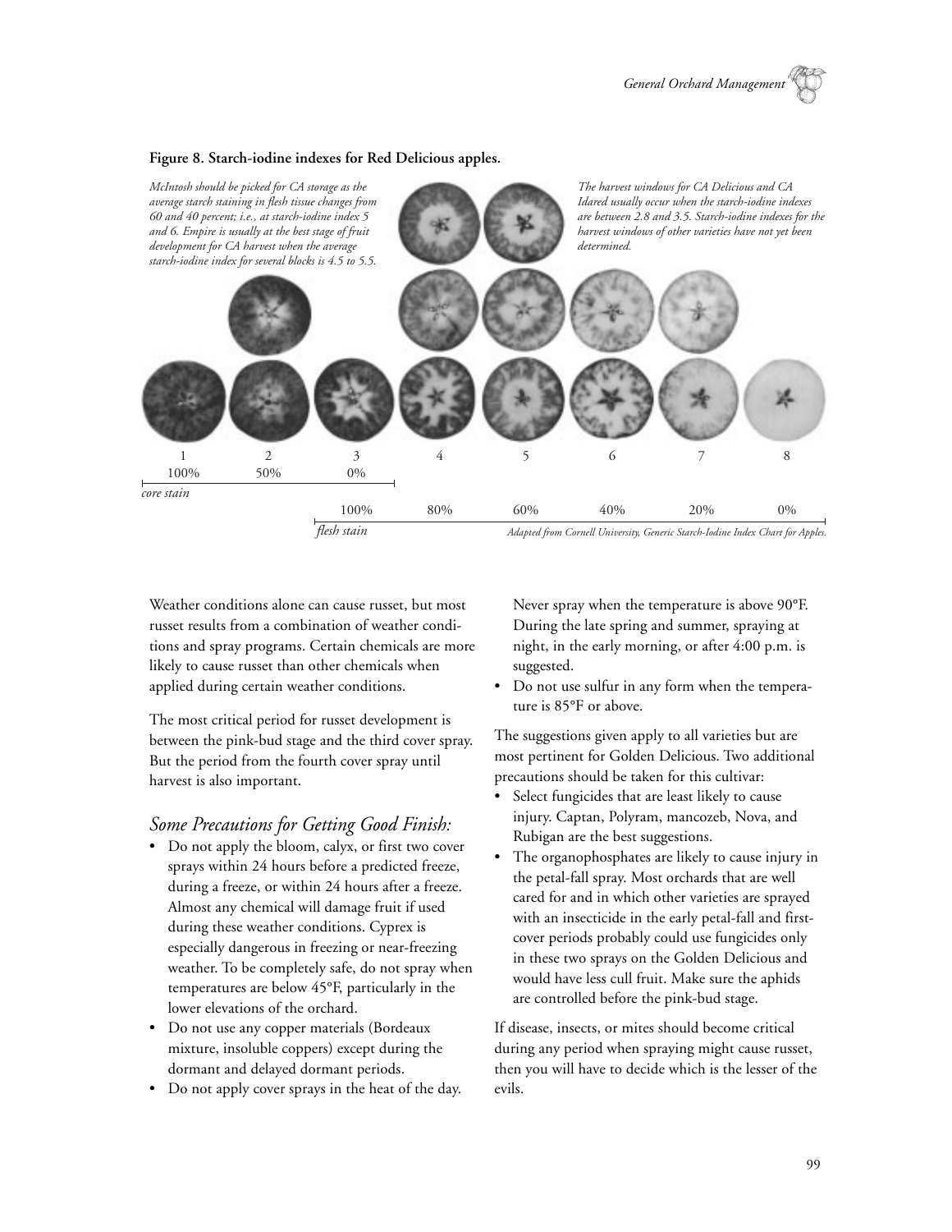**Figure 8. Starch-iodine indexes for Red Delicious apples.**

*McIntosh should be picked for CA storage as the average starch staining in flesh tissue changes from 60 and 40 percent; i.e., at starch-iodine index 5 and 6. Empire is usually at the best stage of fruit development for CA harvest when the average starch-iodine index for several blocks is 4.5 to 5.5.*

*The harvest windows for CA Delicious and CA Idared usually occur when the starch-iodine indexes are between 2.8 and 3.5. Starch-iodine indexes for the harvest windows of other varieties have not yet been determined.*

1 2 3 4 5 6 7 8

100% 50% 0%

*core stain*

100% 80% 60% 40% 20% 0%

*flesh stain*

*Adapted from Cornell University, Generic Starch-Iodine Index Chart for Apples.*

Weather conditions alone can cause russet, but most russet results from a combination of weather conditions and spray programs. Certain chemicals are more likely to cause russet than other chemicals when applied during certain weather conditions.

The most critical period for russet development is between the pink-bud stage and the third cover spray. But the period from the fourth cover spray until harvest is also important.

## *Some Precautions for Getting Good Finish:*

- Do not apply the bloom, calyx, or first two cover sprays within 24 hours before a predicted freeze, during a freeze, or within 24 hours after a freeze. Almost any chemical will damage fruit if used during these weather conditions. Cyprex is especially dangerous in freezing or near-freezing weather. To be completely safe, do not spray when temperatures are below 45°F, particularly in the lower elevations of the orchard.
- Do not use any copper materials (Bordeaux mixture, insoluble coppers) except during the dormant and delayed dormant periods.
- Do not apply cover sprays in the heat of the day. Never spray when the temperature is above 90°F. During the late spring and summer, spraying at night, in the early morning, or after 4:00 p.m. is suggested.
- Do not use sulfur in any form when the temperature is 85°F or above.

The suggestions given apply to all varieties but are most pertinent for Golden Delicious. Two additional precautions should be taken for this cultivar:

- Select fungicides that are least likely to cause injury. Captan, Polyram, mancozeb, Nova, and Rubigan are the best suggestions.
- The organophosphates are likely to cause injury in the petal-fall spray. Most orchards that are well cared for and in which other varieties are sprayed with an insecticide in the early petal-fall and first-cover periods probably could use fungicides only in these two sprays on the Golden Delicious and would have less cull fruit. Make sure the aphids are controlled before the pink-bud stage.

If disease, insects, or mites should become critical during any period when spraying might cause russet, then you will have to decide which is the lesser of the evils.